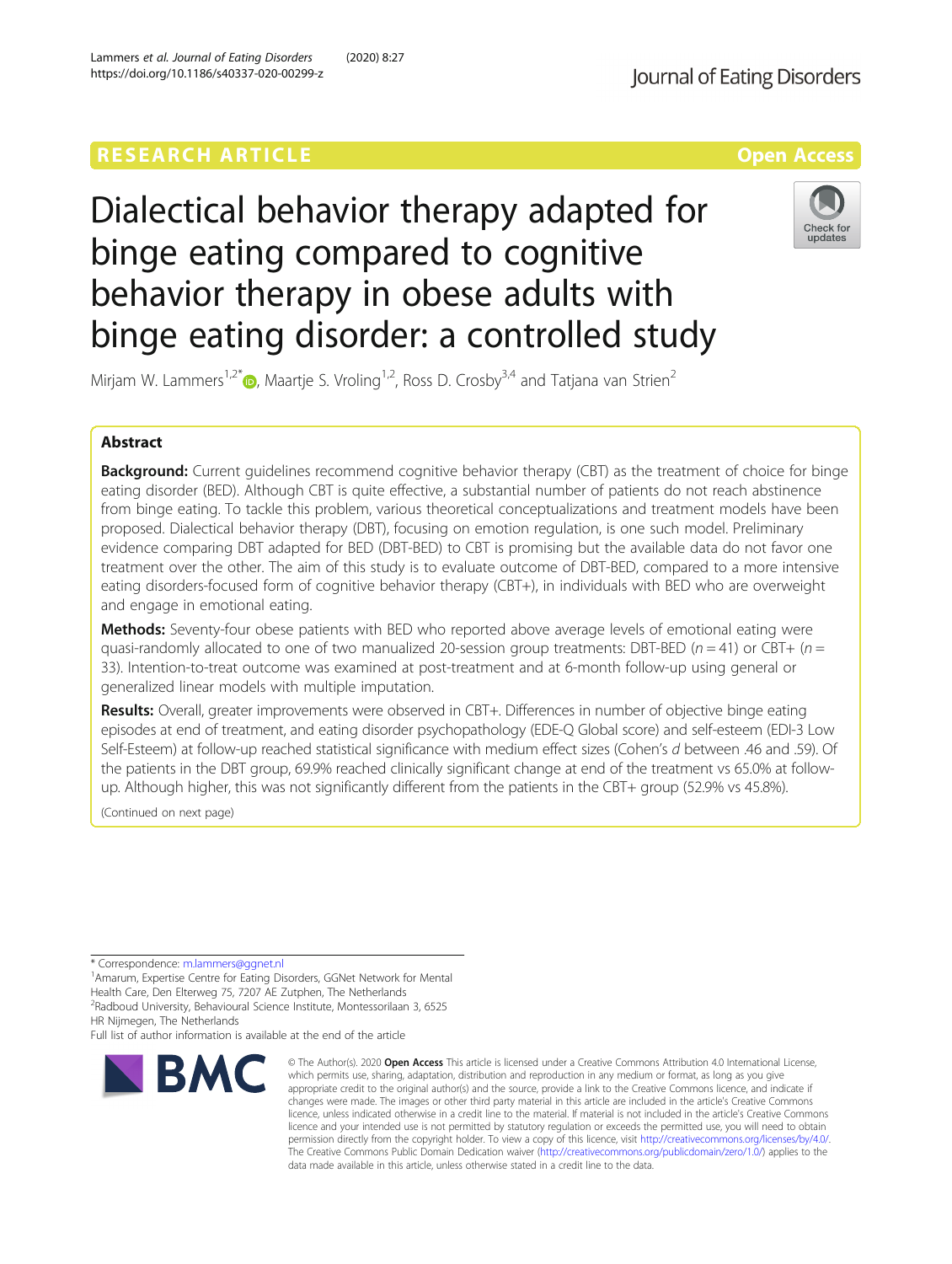RESEARCH ARTICLE

Open Access

# Dialectical behavior therapy adapted for binge eating compared to cognitive behavior therapy in obese adults with binge eating disorder: a controlled study

Mirjam W. Lammers[1,2*], Maartje S. Vroling[1,2], Ross D. Crosby[3,4] and Tatjana van Strien[2]

## Abstract

**Background:** Current guidelines recommend cognitive behavior therapy (CBT) as the treatment of choice for binge eating disorder (BED). Although CBT is quite effective, a substantial number of patients do not reach abstinence from binge eating. To tackle this problem, various theoretical conceptualizations and treatment models have been proposed. Dialectical behavior therapy (DBT), focusing on emotion regulation, is one such model. Preliminary evidence comparing DBT adapted for BED (DBT-BED) to CBT is promising but the available data do not favor one treatment over the other. The aim of this study is to evaluate outcome of DBT-BED, compared to a more intensive eating disorders-focused form of cognitive behavior therapy (CBT+), in individuals with BED who are overweight and engage in emotional eating.

**Methods:** Seventy-four obese patients with BED who reported above average levels of emotional eating were quasi-randomly allocated to one of two manualized 20-session group treatments: DBT-BED ($n = 41$) or CBT+ ($n = 33$). Intention-to-treat outcome was examined at post-treatment and at 6-month follow-up using general or generalized linear models with multiple imputation.

**Results:** Overall, greater improvements were observed in CBT+. Differences in number of objective binge eating episodes at end of treatment, and eating disorder psychopathology (EDE-Q Global score) and self-esteem (EDI-3 Low Self-Esteem) at follow-up reached statistical significance with medium effect sizes (Cohen's $d$ between .46 and .59). Of the patients in the DBT group, 69.9% reached clinically significant change at end of the treatment vs 65.0% at follow-up. Although higher, this was not significantly different from the patients in the CBT+ group (52.9% vs 45.8%).

(Continued on next page)

\* Correspondence: m.lammers@ggnet.nl

[1]Amarum, Expertise Centre for Eating Disorders, GGNet Network for Mental Health Care, Den Elterweg 75, 7207 AE Zutphen, The Netherlands

[2]Radboud University, Behavioural Science Institute, Montessorilaan 3, 6525 HR Nijmegen, The Netherlands

Full list of author information is available at the end of the article

© The Author(s). 2020 **Open Access** This article is licensed under a Creative Commons Attribution 4.0 International License, which permits use, sharing, adaptation, distribution and reproduction in any medium or format, as long as you give appropriate credit to the original author(s) and the source, provide a link to the Creative Commons licence, and indicate if changes were made. The images or other third party material in this article are included in the article's Creative Commons licence, unless indicated otherwise in a credit line to the material. If material is not included in the article's Creative Commons licence and your intended use is not permitted by statutory regulation or exceeds the permitted use, you will need to obtain permission directly from the copyright holder. To view a copy of this licence, visit http://creativecommons.org/licenses/by/4.0/. The Creative Commons Public Domain Dedication waiver (http://creativecommons.org/publicdomain/zero/1.0/) applies to the data made available in this article, unless otherwise stated in a credit line to the data.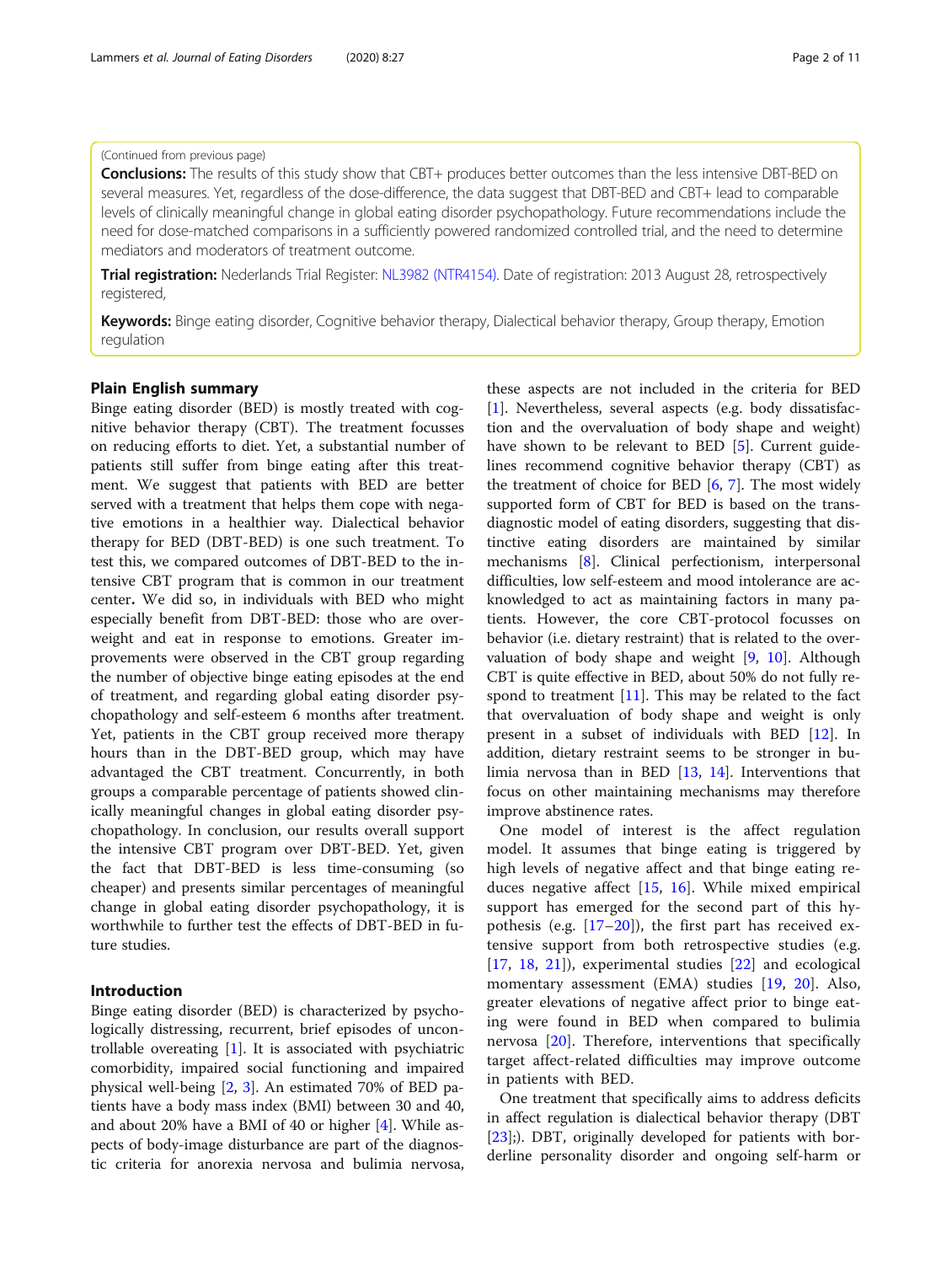(Continued from previous page)

**Conclusions:** The results of this study show that CBT+ produces better outcomes than the less intensive DBT-BED on several measures. Yet, regardless of the dose-difference, the data suggest that DBT-BED and CBT+ lead to comparable levels of clinically meaningful change in global eating disorder psychopathology. Future recommendations include the need for dose-matched comparisons in a sufficiently powered randomized controlled trial, and the need to determine mediators and moderators of treatment outcome.

**Trial registration:** Nederlands Trial Register: NL3982 (NTR4154). Date of registration: 2013 August 28, retrospectively registered,

**Keywords:** Binge eating disorder, Cognitive behavior therapy, Dialectical behavior therapy, Group therapy, Emotion regulation

## Plain English summary

Binge eating disorder (BED) is mostly treated with cognitive behavior therapy (CBT). The treatment focusses on reducing efforts to diet. Yet, a substantial number of patients still suffer from binge eating after this treatment. We suggest that patients with BED are better served with a treatment that helps them cope with negative emotions in a healthier way. Dialectical behavior therapy for BED (DBT-BED) is one such treatment. To test this, we compared outcomes of DBT-BED to the intensive CBT program that is common in our treatment center**.** We did so, in individuals with BED who might especially benefit from DBT-BED: those who are overweight and eat in response to emotions. Greater improvements were observed in the CBT group regarding the number of objective binge eating episodes at the end of treatment, and regarding global eating disorder psychopathology and self-esteem 6 months after treatment. Yet, patients in the CBT group received more therapy hours than in the DBT-BED group, which may have advantaged the CBT treatment. Concurrently, in both groups a comparable percentage of patients showed clinically meaningful changes in global eating disorder psychopathology. In conclusion, our results overall support the intensive CBT program over DBT-BED. Yet, given the fact that DBT-BED is less time-consuming (so cheaper) and presents similar percentages of meaningful change in global eating disorder psychopathology, it is worthwhile to further test the effects of DBT-BED in future studies.

## Introduction

Binge eating disorder (BED) is characterized by psychologically distressing, recurrent, brief episodes of uncontrollable overeating [1]. It is associated with psychiatric comorbidity, impaired social functioning and impaired physical well-being [2, 3]. An estimated 70% of BED patients have a body mass index (BMI) between 30 and 40, and about 20% have a BMI of 40 or higher [4]. While aspects of body-image disturbance are part of the diagnostic criteria for anorexia nervosa and bulimia nervosa, these aspects are not included in the criteria for BED [1]. Nevertheless, several aspects (e.g. body dissatisfaction and the overvaluation of body shape and weight) have shown to be relevant to BED [5]. Current guidelines recommend cognitive behavior therapy (CBT) as the treatment of choice for BED [6, 7]. The most widely supported form of CBT for BED is based on the transdiagnostic model of eating disorders, suggesting that distinctive eating disorders are maintained by similar mechanisms [8]. Clinical perfectionism, interpersonal difficulties, low self-esteem and mood intolerance are acknowledged to act as maintaining factors in many patients. However, the core CBT-protocol focusses on behavior (i.e. dietary restraint) that is related to the overvaluation of body shape and weight [9, 10]. Although CBT is quite effective in BED, about 50% do not fully respond to treatment [11]. This may be related to the fact that overvaluation of body shape and weight is only present in a subset of individuals with BED [12]. In addition, dietary restraint seems to be stronger in bulimia nervosa than in BED [13, 14]. Interventions that focus on other maintaining mechanisms may therefore improve abstinence rates.

One model of interest is the affect regulation model. It assumes that binge eating is triggered by high levels of negative affect and that binge eating reduces negative affect [15, 16]. While mixed empirical support has emerged for the second part of this hypothesis (e.g. [17–20]), the first part has received extensive support from both retrospective studies (e.g. [17, 18, 21]), experimental studies [22] and ecological momentary assessment (EMA) studies [19, 20]. Also, greater elevations of negative affect prior to binge eating were found in BED when compared to bulimia nervosa [20]. Therefore, interventions that specifically target affect-related difficulties may improve outcome in patients with BED.

One treatment that specifically aims to address deficits in affect regulation is dialectical behavior therapy (DBT [23];). DBT, originally developed for patients with borderline personality disorder and ongoing self-harm or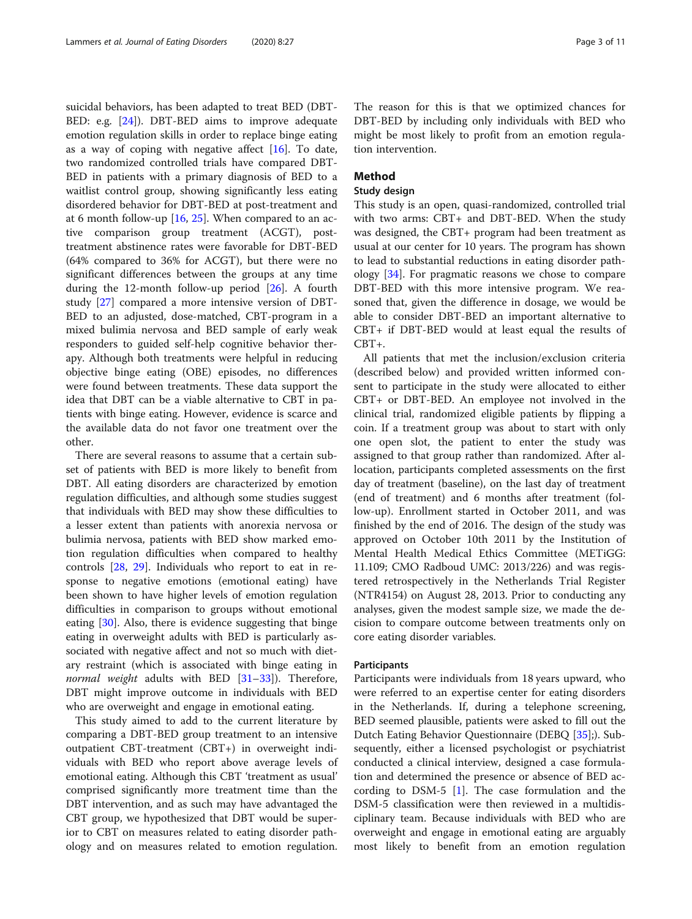suicidal behaviors, has been adapted to treat BED (DBT-BED: e.g. [24]). DBT-BED aims to improve adequate emotion regulation skills in order to replace binge eating as a way of coping with negative affect [16]. To date, two randomized controlled trials have compared DBT-BED in patients with a primary diagnosis of BED to a waitlist control group, showing significantly less eating disordered behavior for DBT-BED at post-treatment and at 6 month follow-up [16, 25]. When compared to an active comparison group treatment (ACGT), post-treatment abstinence rates were favorable for DBT-BED (64% compared to 36% for ACGT), but there were no significant differences between the groups at any time during the 12-month follow-up period [26]. A fourth study [27] compared a more intensive version of DBT-BED to an adjusted, dose-matched, CBT-program in a mixed bulimia nervosa and BED sample of early weak responders to guided self-help cognitive behavior therapy. Although both treatments were helpful in reducing objective binge eating (OBE) episodes, no differences were found between treatments. These data support the idea that DBT can be a viable alternative to CBT in patients with binge eating. However, evidence is scarce and the available data do not favor one treatment over the other.

There are several reasons to assume that a certain subset of patients with BED is more likely to benefit from DBT. All eating disorders are characterized by emotion regulation difficulties, and although some studies suggest that individuals with BED may show these difficulties to a lesser extent than patients with anorexia nervosa or bulimia nervosa, patients with BED show marked emotion regulation difficulties when compared to healthy controls [28, 29]. Individuals who report to eat in response to negative emotions (emotional eating) have been shown to have higher levels of emotion regulation difficulties in comparison to groups without emotional eating [30]. Also, there is evidence suggesting that binge eating in overweight adults with BED is particularly associated with negative affect and not so much with dietary restraint (which is associated with binge eating in *normal weight* adults with BED [31–33]). Therefore, DBT might improve outcome in individuals with BED who are overweight and engage in emotional eating.

This study aimed to add to the current literature by comparing a DBT-BED group treatment to an intensive outpatient CBT-treatment (CBT+) in overweight individuals with BED who report above average levels of emotional eating. Although this CBT 'treatment as usual' comprised significantly more treatment time than the DBT intervention, and as such may have advantaged the CBT group, we hypothesized that DBT would be superior to CBT on measures related to eating disorder pathology and on measures related to emotion regulation. The reason for this is that we optimized chances for DBT-BED by including only individuals with BED who might be most likely to profit from an emotion regulation intervention.

## Method

### Study design

This study is an open, quasi-randomized, controlled trial with two arms: CBT+ and DBT-BED. When the study was designed, the CBT+ program had been treatment as usual at our center for 10 years. The program has shown to lead to substantial reductions in eating disorder pathology [34]. For pragmatic reasons we chose to compare DBT-BED with this more intensive program. We reasoned that, given the difference in dosage, we would be able to consider DBT-BED an important alternative to CBT+ if DBT-BED would at least equal the results of CBT+.

All patients that met the inclusion/exclusion criteria (described below) and provided written informed consent to participate in the study were allocated to either CBT+ or DBT-BED. An employee not involved in the clinical trial, randomized eligible patients by flipping a coin. If a treatment group was about to start with only one open slot, the patient to enter the study was assigned to that group rather than randomized. After allocation, participants completed assessments on the first day of treatment (baseline), on the last day of treatment (end of treatment) and 6 months after treatment (follow-up). Enrollment started in October 2011, and was finished by the end of 2016. The design of the study was approved on October 10th 2011 by the Institution of Mental Health Medical Ethics Committee (METiGG: 11.109; CMO Radboud UMC: 2013/226) and was registered retrospectively in the Netherlands Trial Register (NTR4154) on August 28, 2013. Prior to conducting any analyses, given the modest sample size, we made the decision to compare outcome between treatments only on core eating disorder variables.

### Participants

Participants were individuals from 18 years upward, who were referred to an expertise center for eating disorders in the Netherlands. If, during a telephone screening, BED seemed plausible, patients were asked to fill out the Dutch Eating Behavior Questionnaire (DEBQ [35];). Subsequently, either a licensed psychologist or psychiatrist conducted a clinical interview, designed a case formulation and determined the presence or absence of BED according to DSM-5 [1]. The case formulation and the DSM-5 classification were then reviewed in a multidisciplinary team. Because individuals with BED who are overweight and engage in emotional eating are arguably most likely to benefit from an emotion regulation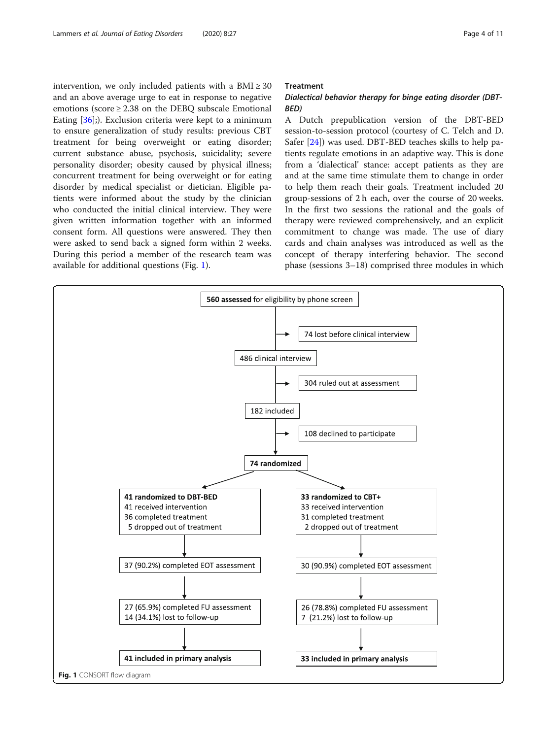intervention, we only included patients with a BMI ≥ 30 and an above average urge to eat in response to negative emotions (score ≥ 2.38 on the DEBQ subscale Emotional Eating [36];). Exclusion criteria were kept to a minimum to ensure generalization of study results: previous CBT treatment for being overweight or eating disorder; current substance abuse, psychosis, suicidality; severe personality disorder; obesity caused by physical illness; concurrent treatment for being overweight or for eating disorder by medical specialist or dietician. Eligible patients were informed about the study by the clinician who conducted the initial clinical interview. They were given written information together with an informed consent form. All questions were answered. They then were asked to send back a signed form within 2 weeks. During this period a member of the research team was available for additional questions (Fig. 1).

## Treatment

### Dialectical behavior therapy for binge eating disorder (DBT-BED)

A Dutch prepublication version of the DBT-BED session-to-session protocol (courtesy of C. Telch and D. Safer [24]) was used. DBT-BED teaches skills to help patients regulate emotions in an adaptive way. This is done from a 'dialectical' stance: accept patients as they are and at the same time stimulate them to change in order to help them reach their goals. Treatment included 20 group-sessions of 2 h each, over the course of 20 weeks. In the first two sessions the rational and the goals of therapy were reviewed comprehensively, and an explicit commitment to change was made. The use of diary cards and chain analyses was introduced as well as the concept of therapy interfering behavior. The second phase (sessions 3–18) comprised three modules in which

**560 assessed** for eligibility by phone screen
→ 74 lost before clinical interview

486 clinical interview
→ 304 ruled out at assessment

182 included
→ 108 declined to participate

**74 randomized**

| DBT-BED | CBT+ |
|---|---|
| **41 randomized to DBT-BED**<br>41 received intervention<br>36 completed treatment<br>5 dropped out of treatment | **33 randomized to CBT+**<br>33 received intervention<br>31 completed treatment<br>2 dropped out of treatment |
| 37 (90.2%) completed EOT assessment | 30 (90.9%) completed EOT assessment |
| 27 (65.9%) completed FU assessment<br>14 (34.1%) lost to follow-up | 26 (78.8%) completed FU assessment<br>7 (21.2%) lost to follow-up |
| **41 included in primary analysis** | **33 included in primary analysis** |

**Fig. 1** CONSORT flow diagram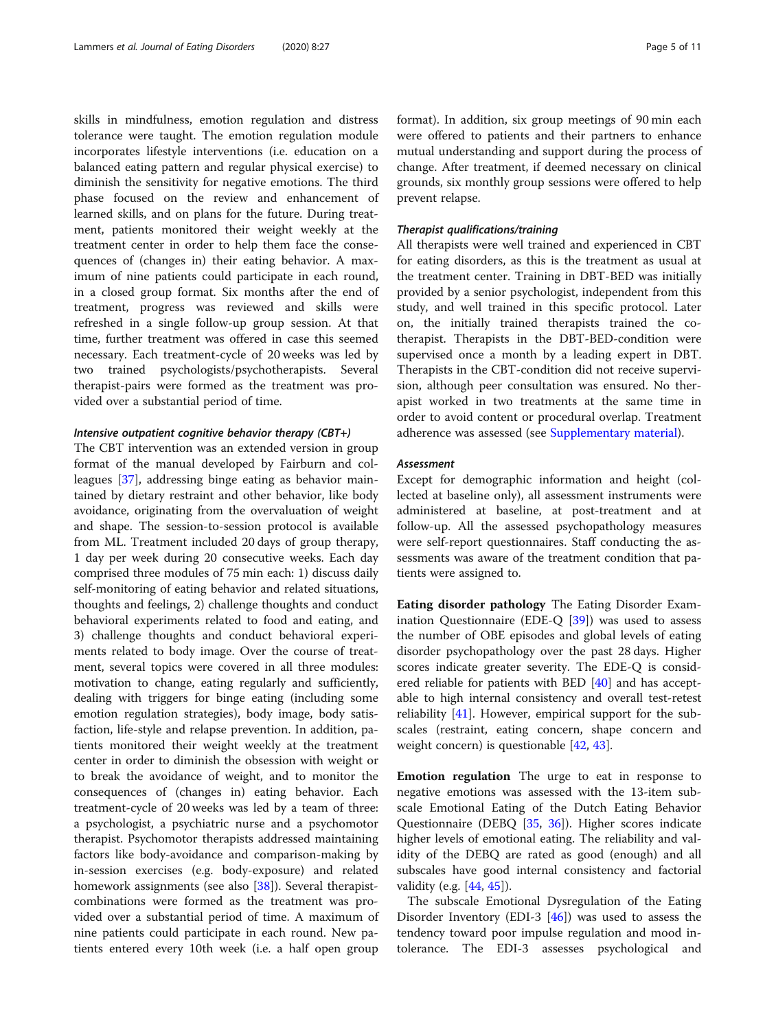skills in mindfulness, emotion regulation and distress tolerance were taught. The emotion regulation module incorporates lifestyle interventions (i.e. education on a balanced eating pattern and regular physical exercise) to diminish the sensitivity for negative emotions. The third phase focused on the review and enhancement of learned skills, and on plans for the future. During treatment, patients monitored their weight weekly at the treatment center in order to help them face the consequences of (changes in) their eating behavior. A maximum of nine patients could participate in each round, in a closed group format. Six months after the end of treatment, progress was reviewed and skills were refreshed in a single follow-up group session. At that time, further treatment was offered in case this seemed necessary. Each treatment-cycle of 20 weeks was led by two trained psychologists/psychotherapists. Several therapist-pairs were formed as the treatment was provided over a substantial period of time.

#### *Intensive outpatient cognitive behavior therapy (CBT+)*

The CBT intervention was an extended version in group format of the manual developed by Fairburn and colleagues [37], addressing binge eating as behavior maintained by dietary restraint and other behavior, like body avoidance, originating from the overvaluation of weight and shape. The session-to-session protocol is available from ML. Treatment included 20 days of group therapy, 1 day per week during 20 consecutive weeks. Each day comprised three modules of 75 min each: 1) discuss daily self-monitoring of eating behavior and related situations, thoughts and feelings, 2) challenge thoughts and conduct behavioral experiments related to food and eating, and 3) challenge thoughts and conduct behavioral experiments related to body image. Over the course of treatment, several topics were covered in all three modules: motivation to change, eating regularly and sufficiently, dealing with triggers for binge eating (including some emotion regulation strategies), body image, body satisfaction, life-style and relapse prevention. In addition, patients monitored their weight weekly at the treatment center in order to diminish the obsession with weight or to break the avoidance of weight, and to monitor the consequences of (changes in) eating behavior. Each treatment-cycle of 20 weeks was led by a team of three: a psychologist, a psychiatric nurse and a psychomotor therapist. Psychomotor therapists addressed maintaining factors like body-avoidance and comparison-making by in-session exercises (e.g. body-exposure) and related homework assignments (see also [38]). Several therapist-combinations were formed as the treatment was provided over a substantial period of time. A maximum of nine patients could participate in each round. New patients entered every 10th week (i.e. a half open group format). In addition, six group meetings of 90 min each were offered to patients and their partners to enhance mutual understanding and support during the process of change. After treatment, if deemed necessary on clinical grounds, six monthly group sessions were offered to help prevent relapse.

#### *Therapist qualifications/training*

All therapists were well trained and experienced in CBT for eating disorders, as this is the treatment as usual at the treatment center. Training in DBT-BED was initially provided by a senior psychologist, independent from this study, and well trained in this specific protocol. Later on, the initially trained therapists trained the co-therapist. Therapists in the DBT-BED-condition were supervised once a month by a leading expert in DBT. Therapists in the CBT-condition did not receive supervision, although peer consultation was ensured. No therapist worked in two treatments at the same time in order to avoid content or procedural overlap. Treatment adherence was assessed (see Supplementary material).

#### *Assessment*

Except for demographic information and height (collected at baseline only), all assessment instruments were administered at baseline, at post-treatment and at follow-up. All the assessed psychopathology measures were self-report questionnaires. Staff conducting the assessments was aware of the treatment condition that patients were assigned to.

**Eating disorder pathology** The Eating Disorder Examination Questionnaire (EDE-Q [39]) was used to assess the number of OBE episodes and global levels of eating disorder psychopathology over the past 28 days. Higher scores indicate greater severity. The EDE-Q is considered reliable for patients with BED [40] and has acceptable to high internal consistency and overall test-retest reliability [41]. However, empirical support for the subscales (restraint, eating concern, shape concern and weight concern) is questionable [42, 43].

**Emotion regulation** The urge to eat in response to negative emotions was assessed with the 13-item subscale Emotional Eating of the Dutch Eating Behavior Questionnaire (DEBQ [35, 36]). Higher scores indicate higher levels of emotional eating. The reliability and validity of the DEBQ are rated as good (enough) and all subscales have good internal consistency and factorial validity (e.g. [44, 45]).

The subscale Emotional Dysregulation of the Eating Disorder Inventory (EDI-3 [46]) was used to assess the tendency toward poor impulse regulation and mood intolerance. The EDI-3 assesses psychological and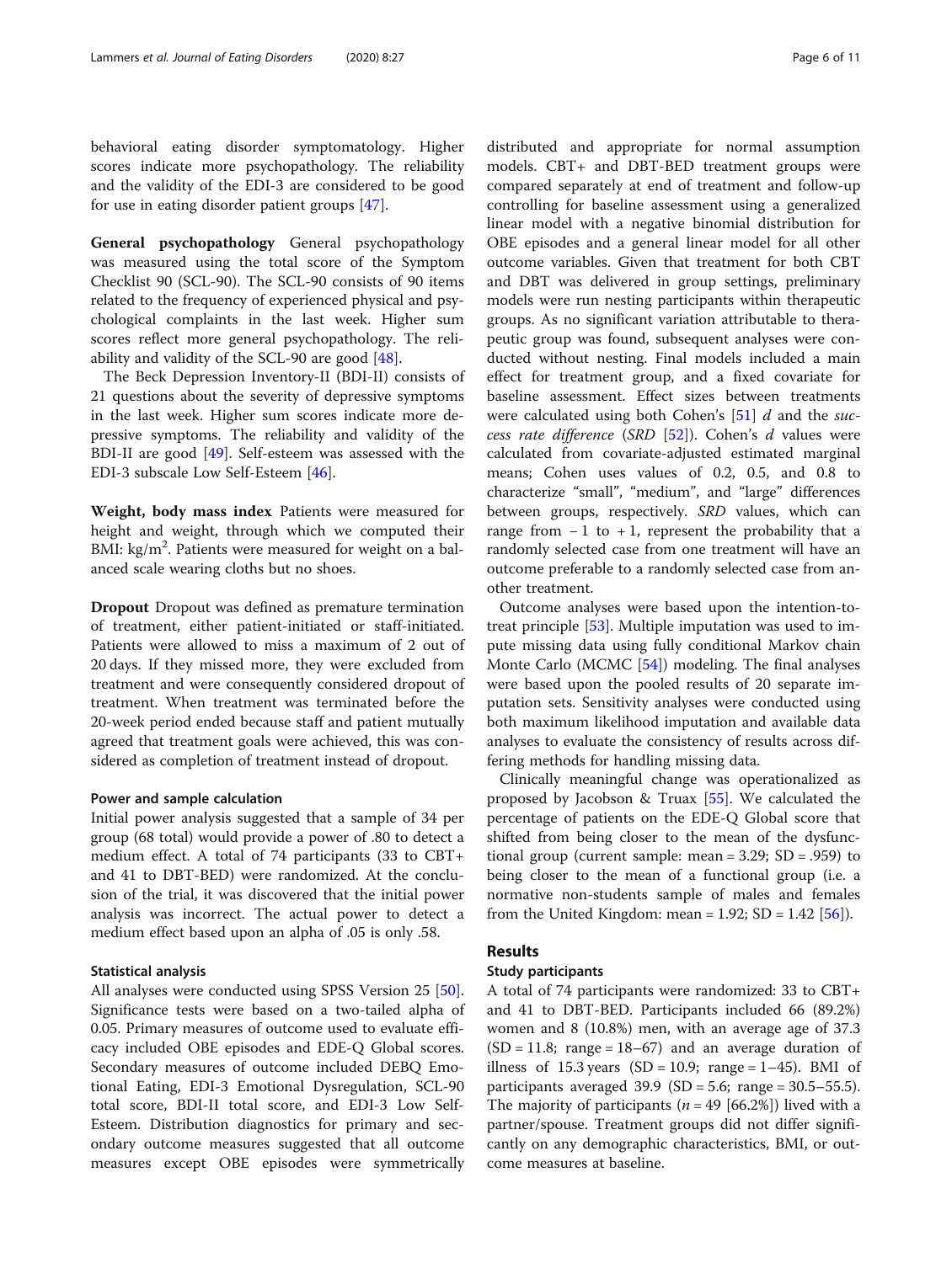behavioral eating disorder symptomatology. Higher scores indicate more psychopathology. The reliability and the validity of the EDI-3 are considered to be good for use in eating disorder patient groups [47].

**General psychopathology** General psychopathology was measured using the total score of the Symptom Checklist 90 (SCL-90). The SCL-90 consists of 90 items related to the frequency of experienced physical and psychological complaints in the last week. Higher sum scores reflect more general psychopathology. The reliability and validity of the SCL-90 are good [48].

The Beck Depression Inventory-II (BDI-II) consists of 21 questions about the severity of depressive symptoms in the last week. Higher sum scores indicate more depressive symptoms. The reliability and validity of the BDI-II are good [49]. Self-esteem was assessed with the EDI-3 subscale Low Self-Esteem [46].

**Weight, body mass index** Patients were measured for height and weight, through which we computed their BMI: $kg/m^2$. Patients were measured for weight on a balanced scale wearing cloths but no shoes.

**Dropout** Dropout was defined as premature termination of treatment, either patient-initiated or staff-initiated. Patients were allowed to miss a maximum of 2 out of 20 days. If they missed more, they were excluded from treatment and were consequently considered dropout of treatment. When treatment was terminated before the 20-week period ended because staff and patient mutually agreed that treatment goals were achieved, this was considered as completion of treatment instead of dropout.

#### Power and sample calculation

Initial power analysis suggested that a sample of 34 per group (68 total) would provide a power of .80 to detect a medium effect. A total of 74 participants (33 to CBT+ and 41 to DBT-BED) were randomized. At the conclusion of the trial, it was discovered that the initial power analysis was incorrect. The actual power to detect a medium effect based upon an alpha of .05 is only .58.

#### Statistical analysis

All analyses were conducted using SPSS Version 25 [50]. Significance tests were based on a two-tailed alpha of 0.05. Primary measures of outcome used to evaluate efficacy included OBE episodes and EDE-Q Global scores. Secondary measures of outcome included DEBQ Emotional Eating, EDI-3 Emotional Dysregulation, SCL-90 total score, BDI-II total score, and EDI-3 Low Self-Esteem. Distribution diagnostics for primary and secondary outcome measures suggested that all outcome measures except OBE episodes were symmetrically distributed and appropriate for normal assumption models. CBT+ and DBT-BED treatment groups were compared separately at end of treatment and follow-up controlling for baseline assessment using a generalized linear model with a negative binomial distribution for OBE episodes and a general linear model for all other outcome variables. Given that treatment for both CBT and DBT was delivered in group settings, preliminary models were run nesting participants within therapeutic groups. As no significant variation attributable to therapeutic group was found, subsequent analyses were conducted without nesting. Final models included a main effect for treatment group, and a fixed covariate for baseline assessment. Effect sizes between treatments were calculated using both Cohen's [51] $d$ and the *success rate difference* (*SRD* [52]). Cohen's $d$ values were calculated from covariate-adjusted estimated marginal means; Cohen uses values of 0.2, 0.5, and 0.8 to characterize "small", "medium", and "large" differences between groups, respectively. *SRD* values, which can range from $-1$ to $+1$, represent the probability that a randomly selected case from one treatment will have an outcome preferable to a randomly selected case from another treatment.

Outcome analyses were based upon the intention-to-treat principle [53]. Multiple imputation was used to impute missing data using fully conditional Markov chain Monte Carlo (MCMC [54]) modeling. The final analyses were based upon the pooled results of 20 separate imputation sets. Sensitivity analyses were conducted using both maximum likelihood imputation and available data analyses to evaluate the consistency of results across differing methods for handling missing data.

Clinically meaningful change was operationalized as proposed by Jacobson & Truax [55]. We calculated the percentage of patients on the EDE-Q Global score that shifted from being closer to the mean of the dysfunctional group (current sample: mean = 3.29; SD = .959) to being closer to the mean of a functional group (i.e. a normative non-students sample of males and females from the United Kingdom: mean = 1.92; SD = 1.42 [56]).

## Results

#### Study participants

A total of 74 participants were randomized: 33 to CBT+ and 41 to DBT-BED. Participants included 66 (89.2%) women and 8 (10.8%) men, with an average age of 37.3 (SD = 11.8; range = 18–67) and an average duration of illness of 15.3 years (SD = 10.9; range = 1–45). BMI of participants averaged 39.9 (SD = 5.6; range = 30.5–55.5). The majority of participants ($n = 49$ [66.2%]) lived with a partner/spouse. Treatment groups did not differ significantly on any demographic characteristics, BMI, or outcome measures at baseline.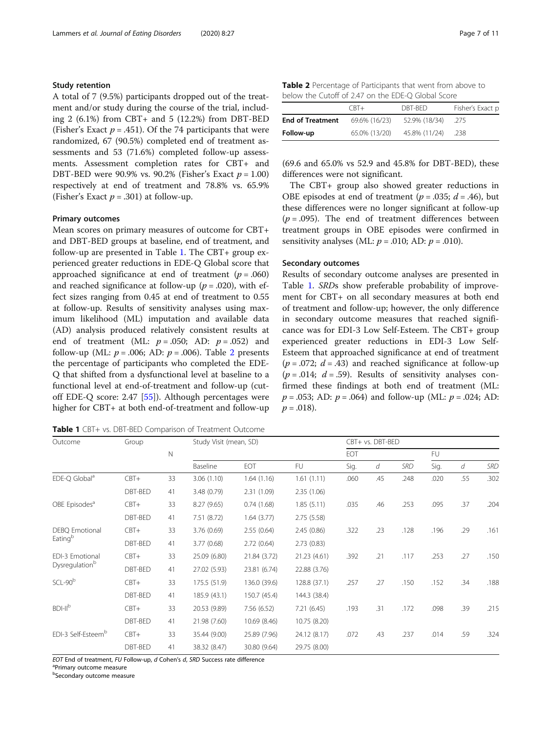### Study retention

A total of 7 (9.5%) participants dropped out of the treatment and/or study during the course of the trial, including 2 (6.1%) from CBT+ and 5 (12.2%) from DBT-BED (Fisher's Exact $p = .451$). Of the 74 participants that were randomized, 67 (90.5%) completed end of treatment assessments and 53 (71.6%) completed follow-up assessments. Assessment completion rates for CBT+ and DBT-BED were 90.9% vs. 90.2% (Fisher's Exact $p = 1.00$) respectively at end of treatment and 78.8% vs. 65.9% (Fisher's Exact $p = .301$) at follow-up.

### Primary outcomes

Mean scores on primary measures of outcome for CBT+ and DBT-BED groups at baseline, end of treatment, and follow-up are presented in Table 1. The CBT+ group experienced greater reductions in EDE-Q Global score that approached significance at end of treatment ($p = .060$) and reached significance at follow-up ($p = .020$), with effect sizes ranging from 0.45 at end of treatment to 0.55 at follow-up. Results of sensitivity analyses using maximum likelihood (ML) imputation and available data (AD) analysis produced relatively consistent results at end of treatment (ML: $p = .050$; AD: $p = .052$) and follow-up (ML: $p = .006$; AD: $p = .006$). Table 2 presents the percentage of participants who completed the EDE-Q that shifted from a dysfunctional level at baseline to a functional level at end-of-treatment and follow-up (cutoff EDE-Q score: 2.47 [55]). Although percentages were higher for CBT+ at both end-of-treatment and follow-up (69.6 and 65.0% vs 52.9 and 45.8% for DBT-BED), these differences were not significant.

**Table 2** Percentage of Participants that went from above to below the Cutoff of 2.47 on the EDE-Q Global Score

| | CBT+ | DBT-BED | Fisher's Exact p |
|---|---|---|---|
| **End of Treatment** | 69.6% (16/23) | 52.9% (18/34) | .275 |
| **Follow-up** | 65.0% (13/20) | 45.8% (11/24) | .238 |

The CBT+ group also showed greater reductions in OBE episodes at end of treatment ($p = .035$; $d = .46$), but these differences were no longer significant at follow-up ($p = .095$). The end of treatment differences between treatment groups in OBE episodes were confirmed in sensitivity analyses (ML: $p = .010$; AD: $p = .010$).

### Secondary outcomes

Results of secondary outcome analyses are presented in Table 1. *SRD*s show preferable probability of improvement for CBT+ on all secondary measures at both end of treatment and follow-up; however, the only difference in secondary outcome measures that reached significance was for EDI-3 Low Self-Esteem. The CBT+ group experienced greater reductions in EDI-3 Low Self-Esteem that approached significance at end of treatment ($p = .072$; $d = .43$) and reached significance at follow-up ($p = .014$; $d = .59$). Results of sensitivity analyses confirmed these findings at both end of treatment (ML: $p = .053$; AD: $p = .064$) and follow-up (ML: $p = .024$; AD: $p = .018$).

**Table 1** CBT+ vs. DBT-BED Comparison of Treatment Outcome

| Outcome | Group | N | Study Visit (mean, SD) | | | CBT+ vs. DBT-BED | | | | | |
|---|---|---|---|---|---|---|---|---|---|---|---|
| | | | | | | EOT | | | FU | | |
| | | | Baseline | EOT | FU | Sig. | *d* | *SRD* | Sig. | *d* | *SRD* |
| EDE-Q Global[a] | CBT+ | 33 | 3.06 (1.10) | 1.64 (1.16) | 1.61 (1.11) | .060 | .45 | .248 | .020 | .55 | .302 |
| | DBT-BED | 41 | 3.48 (0.79) | 2.31 (1.09) | 2.35 (1.06) | | | | | | |
| OBE Episodes[a] | CBT+ | 33 | 8.27 (9.65) | 0.74 (1.68) | 1.85 (5.11) | .035 | .46 | .253 | .095 | .37 | .204 |
| | DBT-BED | 41 | 7.51 (8.72) | 1.64 (3.77) | 2.75 (5.58) | | | | | | |
| DEBQ Emotional Eating[b] | CBT+ | 33 | 3.76 (0.69) | 2.55 (0.64) | 2.45 (0.86) | .322 | .23 | .128 | .196 | .29 | .161 |
| | DBT-BED | 41 | 3.77 (0.68) | 2.72 (0.64) | 2.73 (0.83) | | | | | | |
| EDI-3 Emotional Dysregulation[b] | CBT+ | 33 | 25.09 (6.80) | 21.84 (3.72) | 21.23 (4.61) | .392 | .21 | .117 | .253 | .27 | .150 |
| | DBT-BED | 41 | 27.02 (5.93) | 23.81 (6.74) | 22.88 (3.76) | | | | | | |
| SCL-90[b] | CBT+ | 33 | 175.5 (51.9) | 136.0 (39.6) | 128.8 (37.1) | .257 | .27 | .150 | .152 | .34 | .188 |
| | DBT-BED | 41 | 185.9 (43.1) | 150.7 (45.4) | 144.3 (38.4) | | | | | | |
| BDI-II[b] | CBT+ | 33 | 20.53 (9.89) | 7.56 (6.52) | 7.21 (6.45) | .193 | .31 | .172 | .098 | .39 | .215 |
| | DBT-BED | 41 | 21.98 (7.60) | 10.69 (8.46) | 10.75 (8.20) | | | | | | |
| EDI-3 Self-Esteem[b] | CBT+ | 33 | 35.44 (9.00) | 25.89 (7.96) | 24.12 (8.17) | .072 | .43 | .237 | .014 | .59 | .324 |
| | DBT-BED | 41 | 38.32 (8.47) | 30.80 (9.64) | 29.75 (8.00) | | | | | | |

*EOT* End of treatment, *FU* Follow-up, *d* Cohen's *d*, *SRD* Success rate difference
[a]Primary outcome measure
[b]Secondary outcome measure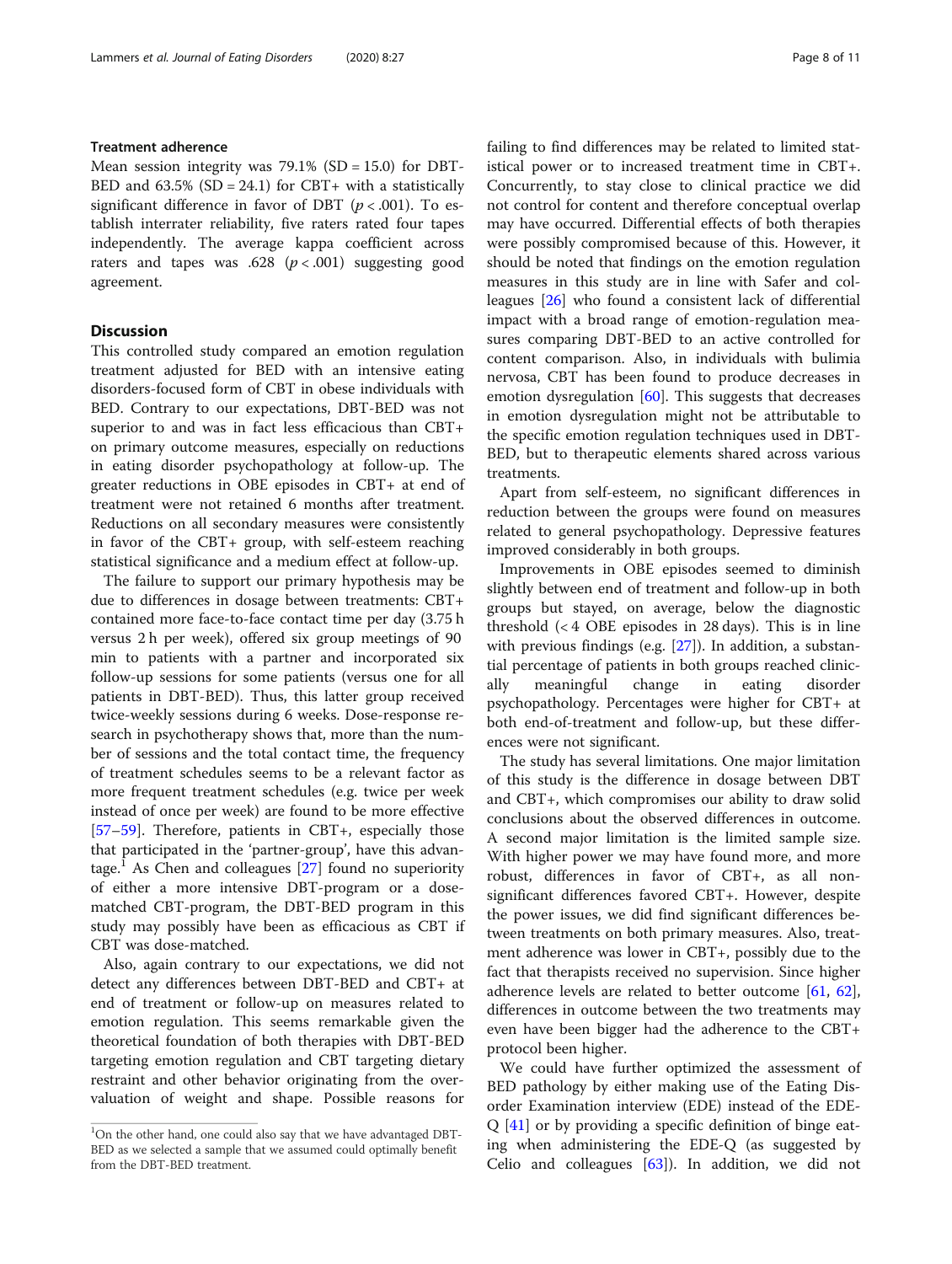#### Treatment adherence

Mean session integrity was 79.1% (SD = 15.0) for DBT-BED and 63.5% (SD = 24.1) for CBT+ with a statistically significant difference in favor of DBT ($p < .001$). To establish interrater reliability, five raters rated four tapes independently. The average kappa coefficient across raters and tapes was .628 ($p < .001$) suggesting good agreement.

## Discussion

This controlled study compared an emotion regulation treatment adjusted for BED with an intensive eating disorders-focused form of CBT in obese individuals with BED. Contrary to our expectations, DBT-BED was not superior to and was in fact less efficacious than CBT+ on primary outcome measures, especially on reductions in eating disorder psychopathology at follow-up. The greater reductions in OBE episodes in CBT+ at end of treatment were not retained 6 months after treatment. Reductions on all secondary measures were consistently in favor of the CBT+ group, with self-esteem reaching statistical significance and a medium effect at follow-up.

The failure to support our primary hypothesis may be due to differences in dosage between treatments: CBT+ contained more face-to-face contact time per day (3.75 h versus 2 h per week), offered six group meetings of 90 min to patients with a partner and incorporated six follow-up sessions for some patients (versus one for all patients in DBT-BED). Thus, this latter group received twice-weekly sessions during 6 weeks. Dose-response research in psychotherapy shows that, more than the number of sessions and the total contact time, the frequency of treatment schedules seems to be a relevant factor as more frequent treatment schedules (e.g. twice per week instead of once per week) are found to be more effective [57–59]. Therefore, patients in CBT+, especially those that participated in the 'partner-group', have this advantage.[1] As Chen and colleagues [27] found no superiority of either a more intensive DBT-program or a dose-matched CBT-program, the DBT-BED program in this study may possibly have been as efficacious as CBT if CBT was dose-matched.

Also, again contrary to our expectations, we did not detect any differences between DBT-BED and CBT+ at end of treatment or follow-up on measures related to emotion regulation. This seems remarkable given the theoretical foundation of both therapies with DBT-BED targeting emotion regulation and CBT targeting dietary restraint and other behavior originating from the overvaluation of weight and shape. Possible reasons for failing to find differences may be related to limited statistical power or to increased treatment time in CBT+. Concurrently, to stay close to clinical practice we did not control for content and therefore conceptual overlap may have occurred. Differential effects of both therapies were possibly compromised because of this. However, it should be noted that findings on the emotion regulation measures in this study are in line with Safer and colleagues [26] who found a consistent lack of differential impact with a broad range of emotion-regulation measures comparing DBT-BED to an active controlled for content comparison. Also, in individuals with bulimia nervosa, CBT has been found to produce decreases in emotion dysregulation [60]. This suggests that decreases in emotion dysregulation might not be attributable to the specific emotion regulation techniques used in DBT-BED, but to therapeutic elements shared across various treatments.

Apart from self-esteem, no significant differences in reduction between the groups were found on measures related to general psychopathology. Depressive features improved considerably in both groups.

Improvements in OBE episodes seemed to diminish slightly between end of treatment and follow-up in both groups but stayed, on average, below the diagnostic threshold (< 4 OBE episodes in 28 days). This is in line with previous findings (e.g. [27]). In addition, a substantial percentage of patients in both groups reached clinically meaningful change in eating disorder psychopathology. Percentages were higher for CBT+ at both end-of-treatment and follow-up, but these differences were not significant.

The study has several limitations. One major limitation of this study is the difference in dosage between DBT and CBT+, which compromises our ability to draw solid conclusions about the observed differences in outcome. A second major limitation is the limited sample size. With higher power we may have found more, and more robust, differences in favor of CBT+, as all non-significant differences favored CBT+. However, despite the power issues, we did find significant differences between treatments on both primary measures. Also, treatment adherence was lower in CBT+, possibly due to the fact that therapists received no supervision. Since higher adherence levels are related to better outcome [61, 62], differences in outcome between the two treatments may even have been bigger had the adherence to the CBT+ protocol been higher.

We could have further optimized the assessment of BED pathology by either making use of the Eating Disorder Examination interview (EDE) instead of the EDE-Q [41] or by providing a specific definition of binge eating when administering the EDE-Q (as suggested by Celio and colleagues [63]). In addition, we did not

[1] On the other hand, one could also say that we have advantaged DBT-BED as we selected a sample that we assumed could optimally benefit from the DBT-BED treatment.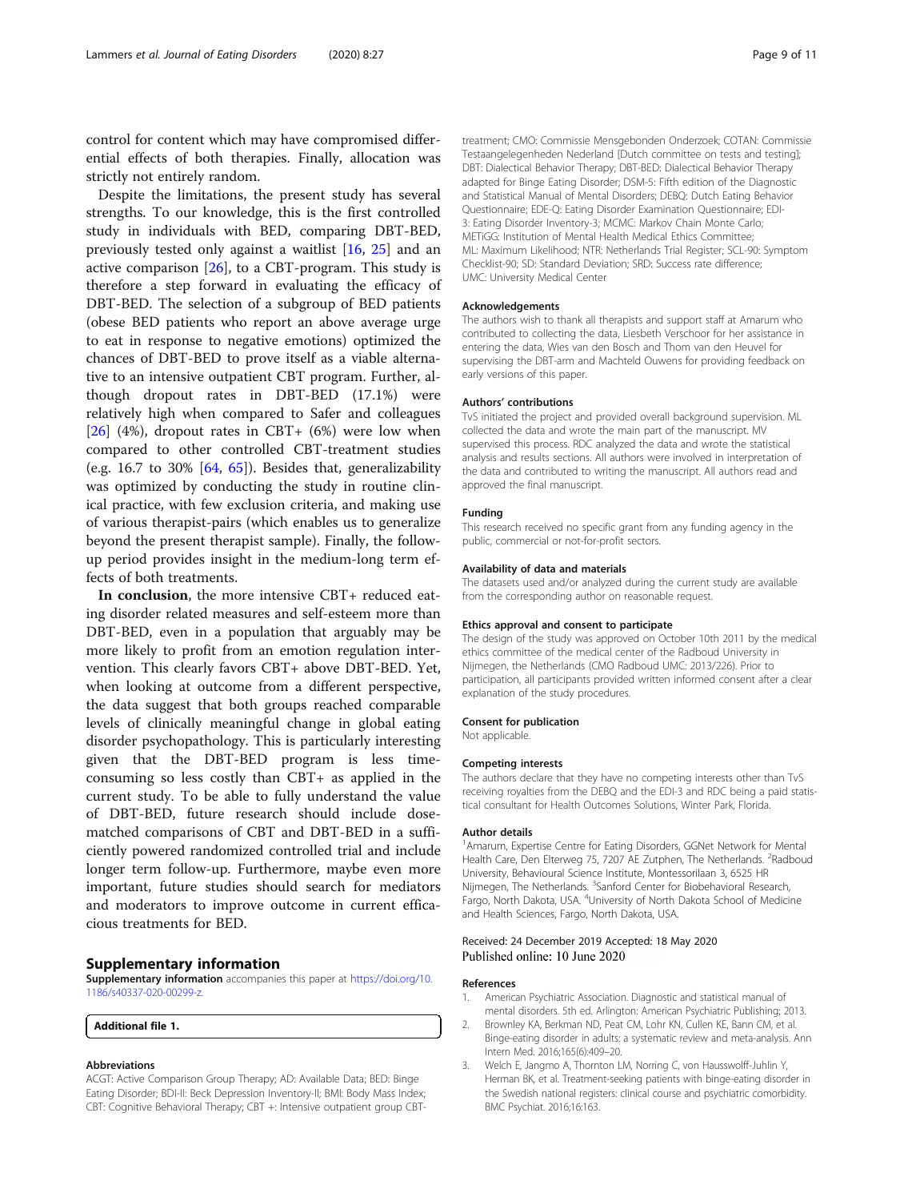control for content which may have compromised differential effects of both therapies. Finally, allocation was strictly not entirely random.

Despite the limitations, the present study has several strengths. To our knowledge, this is the first controlled study in individuals with BED, comparing DBT-BED, previously tested only against a waitlist [16, 25] and an active comparison [26], to a CBT-program. This study is therefore a step forward in evaluating the efficacy of DBT-BED. The selection of a subgroup of BED patients (obese BED patients who report an above average urge to eat in response to negative emotions) optimized the chances of DBT-BED to prove itself as a viable alternative to an intensive outpatient CBT program. Further, although dropout rates in DBT-BED (17.1%) were relatively high when compared to Safer and colleagues [26] (4%), dropout rates in CBT+ (6%) were low when compared to other controlled CBT-treatment studies (e.g. 16.7 to 30% [64, 65]). Besides that, generalizability was optimized by conducting the study in routine clinical practice, with few exclusion criteria, and making use of various therapist-pairs (which enables us to generalize beyond the present therapist sample). Finally, the follow-up period provides insight in the medium-long term effects of both treatments.

**In conclusion**, the more intensive CBT+ reduced eating disorder related measures and self-esteem more than DBT-BED, even in a population that arguably may be more likely to profit from an emotion regulation intervention. This clearly favors CBT+ above DBT-BED. Yet, when looking at outcome from a different perspective, the data suggest that both groups reached comparable levels of clinically meaningful change in global eating disorder psychopathology. This is particularly interesting given that the DBT-BED program is less time-consuming so less costly than CBT+ as applied in the current study. To be able to fully understand the value of DBT-BED, future research should include dose-matched comparisons of CBT and DBT-BED in a sufficiently powered randomized controlled trial and include longer term follow-up. Furthermore, maybe even more important, future studies should search for mediators and moderators to improve outcome in current efficacious treatments for BED.

## Supplementary information

**Supplementary information** accompanies this paper at https://doi.org/10.1186/s40337-020-00299-z.

**Additional file 1.**

#### Abbreviations

ACGT: Active Comparison Group Therapy; AD: Available Data; BED: Binge Eating Disorder; BDI-II: Beck Depression Inventory-II; BMI: Body Mass Index; CBT: Cognitive Behavioral Therapy; CBT +: Intensive outpatient group CBT-treatment; CMO: Commissie Mensgebonden Onderzoek; COTAN: Commissie Testaangelegenheden Nederland [Dutch committee on tests and testing]; DBT: Dialectical Behavior Therapy; DBT-BED: Dialectical Behavior Therapy adapted for Binge Eating Disorder; DSM-5: Fifth edition of the Diagnostic and Statistical Manual of Mental Disorders; DEBQ: Dutch Eating Behavior Questionnaire; EDE-Q: Eating Disorder Examination Questionnaire; EDI-3: Eating Disorder Inventory-3; MCMC: Markov Chain Monte Carlo; METiGG: Institution of Mental Health Medical Ethics Committee; ML: Maximum Likelihood; NTR: Netherlands Trial Register; SCL-90: Symptom Checklist-90; SD: Standard Deviation; SRD: Success rate difference; UMC: University Medical Center

#### Acknowledgements

The authors wish to thank all therapists and support staff at Amarum who contributed to collecting the data, Liesbeth Verschoor for her assistance in entering the data, Wies van den Bosch and Thom van den Heuvel for supervising the DBT-arm and Machteld Ouwens for providing feedback on early versions of this paper.

#### Authors' contributions

TvS initiated the project and provided overall background supervision. ML collected the data and wrote the main part of the manuscript. MV supervised this process. RDC analyzed the data and wrote the statistical analysis and results sections. All authors were involved in interpretation of the data and contributed to writing the manuscript. All authors read and approved the final manuscript.

#### Funding

This research received no specific grant from any funding agency in the public, commercial or not-for-profit sectors.

#### Availability of data and materials

The datasets used and/or analyzed during the current study are available from the corresponding author on reasonable request.

#### Ethics approval and consent to participate

The design of the study was approved on October 10th 2011 by the medical ethics committee of the medical center of the Radboud University in Nijmegen, the Netherlands (CMO Radboud UMC: 2013/226). Prior to participation, all participants provided written informed consent after a clear explanation of the study procedures.

#### Consent for publication

Not applicable.

#### Competing interests

The authors declare that they have no competing interests other than TvS receiving royalties from the DEBQ and the EDI-3 and RDC being a paid statistical consultant for Health Outcomes Solutions, Winter Park, Florida.

#### Author details

[1]Amarum, Expertise Centre for Eating Disorders, GGNet Network for Mental Health Care, Den Elterweg 75, 7207 AE Zutphen, The Netherlands. [2]Radboud University, Behavioural Science Institute, Montessorilaan 3, 6525 HR Nijmegen, The Netherlands. [3]Sanford Center for Biobehavioral Research, Fargo, North Dakota, USA. [4]University of North Dakota School of Medicine and Health Sciences, Fargo, North Dakota, USA.

Received: 24 December 2019 Accepted: 18 May 2020
Published online: 10 June 2020

#### References

1. American Psychiatric Association. Diagnostic and statistical manual of mental disorders. 5th ed. Arlington: American Psychiatric Publishing; 2013.
2. Brownley KA, Berkman ND, Peat CM, Lohr KN, Cullen KE, Bann CM, et al. Binge-eating disorder in adults: a systematic review and meta-analysis. Ann Intern Med. 2016;165(6):409–20.
3. Welch E, Jangmo A, Thornton LM, Norring C, von Hausswolff-Juhlin Y, Herman BK, et al. Treatment-seeking patients with binge-eating disorder in the Swedish national registers: clinical course and psychiatric comorbidity. BMC Psychiat. 2016;16:163.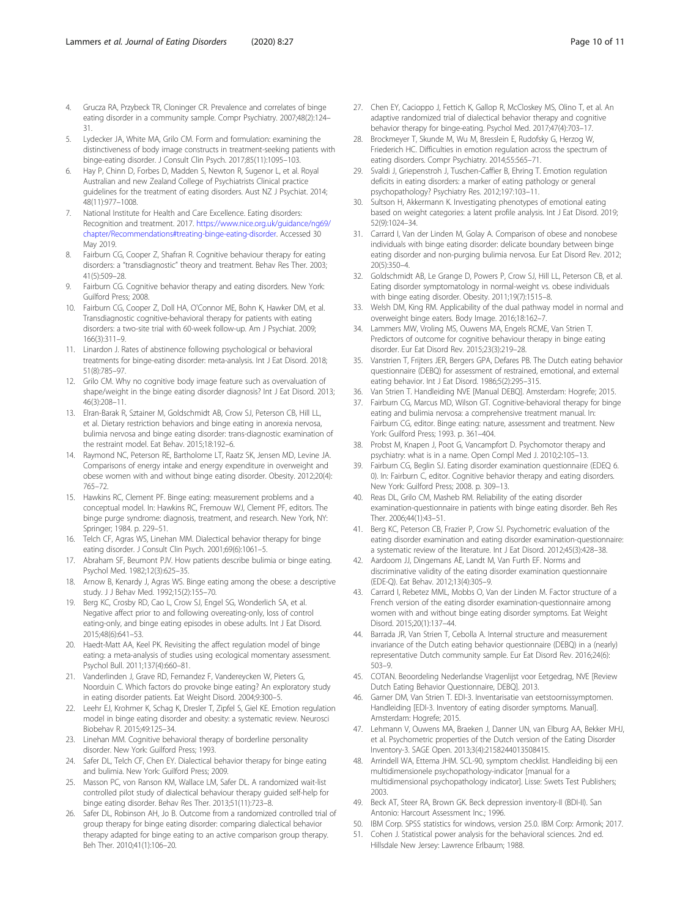4. Grucza RA, Przybeck TR, Cloninger CR. Prevalence and correlates of binge eating disorder in a community sample. Compr Psychiatry. 2007;48(2):124–31.
5. Lydecker JA, White MA, Grilo CM. Form and formulation: examining the distinctiveness of body image constructs in treatment-seeking patients with binge-eating disorder. J Consult Clin Psych. 2017;85(11):1095–103.
6. Hay P, Chinn D, Forbes D, Madden S, Newton R, Sugenor L, et al. Royal Australian and new Zealand College of Psychiatrists Clinical practice guidelines for the treatment of eating disorders. Aust NZ J Psychiat. 2014;48(11):977–1008.
7. National Institute for Health and Care Excellence. Eating disorders: Recognition and treatment. 2017. https://www.nice.org.uk/guidance/ng69/chapter/Recommendations#treating-binge-eating-disorder. Accessed 30 May 2019.
8. Fairburn CG, Cooper Z, Shafran R. Cognitive behaviour therapy for eating disorders: a "transdiagnostic" theory and treatment. Behav Res Ther. 2003;41(5):509–28.
9. Fairburn CG. Cognitive behavior therapy and eating disorders. New York: Guilford Press; 2008.
10. Fairburn CG, Cooper Z, Doll HA, O'Connor ME, Bohn K, Hawker DM, et al. Transdiagnostic cognitive-behavioral therapy for patients with eating disorders: a two-site trial with 60-week follow-up. Am J Psychiat. 2009;166(3):311–9.
11. Linardon J. Rates of abstinence following psychological or behavioral treatments for binge-eating disorder: meta-analysis. Int J Eat Disord. 2018;51(8):785–97.
12. Grilo CM. Why no cognitive body image feature such as overvaluation of shape/weight in the binge eating disorder diagnosis? Int J Eat Disord. 2013;46(3):208–11.
13. Elran-Barak R, Sztainer M, Goldschmidt AB, Crow SJ, Peterson CB, Hill LL, et al. Dietary restriction behaviors and binge eating in anorexia nervosa, bulimia nervosa and binge eating disorder: trans-diagnostic examination of the restraint model. Eat Behav. 2015;18:192–6.
14. Raymond NC, Peterson RE, Bartholome LT, Raatz SK, Jensen MD, Levine JA. Comparisons of energy intake and energy expenditure in overweight and obese women with and without binge eating disorder. Obesity. 2012;20(4):765–72.
15. Hawkins RC, Clement PF. Binge eating: measurement problems and a conceptual model. In: Hawkins RC, Fremouw WJ, Clement PF, editors. The binge purge syndrome: diagnosis, treatment, and research. New York, NY: Springer; 1984. p. 229–51.
16. Telch CF, Agras WS, Linehan MM. Dialectical behavior therapy for binge eating disorder. J Consult Clin Psych. 2001;69(6):1061–5.
17. Abraham SF, Beumont PJV. How patients describe bulimia or binge eating. Psychol Med. 1982;12(3):625–35.
18. Arnow B, Kenardy J, Agras WS. Binge eating among the obese: a descriptive study. J J Behav Med. 1992;15(2):155–70.
19. Berg KC, Crosby RD, Cao L, Crow SJ, Engel SG, Wonderlich SA, et al. Negative affect prior to and following overeating-only, loss of control eating-only, and binge eating episodes in obese adults. Int J Eat Disord. 2015;48(6):641–53.
20. Haedt-Matt AA, Keel PK. Revisiting the affect regulation model of binge eating: a meta-analysis of studies using ecological momentary assessment. Psychol Bull. 2011;137(4):660–81.
21. Vanderlinden J, Grave RD, Fernandez F, Vandereycken W, Pieters G, Noorduin C. Which factors do provoke binge eating? An exploratory study in eating disorder patients. Eat Weight Disord. 2004;9:300–5.
22. Leehr EJ, Krohmer K, Schag K, Dresler T, Zipfel S, Giel KE. Emotion regulation model in binge eating disorder and obesity: a systematic review. Neurosci Biobehav R. 2015;49:125–34.
23. Linehan MM. Cognitive behavioral therapy of borderline personality disorder. New York: Guilford Press; 1993.
24. Safer DL, Telch CF, Chen EY. Dialectical behavior therapy for binge eating and bulimia. New York: Guilford Press; 2009.
25. Masson PC, von Ranson KM, Wallace LM, Safer DL. A randomized wait-list controlled pilot study of dialectical behaviour therapy guided self-help for binge eating disorder. Behav Res Ther. 2013;51(11):723–8.
26. Safer DL, Robinson AH, Jo B. Outcome from a randomized controlled trial of group therapy for binge eating disorder: comparing dialectical behavior therapy adapted for binge eating to an active comparison group therapy. Beh Ther. 2010;41(1):106–20.
27. Chen EY, Cacioppo J, Fettich K, Gallop R, McCloskey MS, Olino T, et al. An adaptive randomized trial of dialectical behavior therapy and cognitive behavior therapy for binge-eating. Psychol Med. 2017;47(4):703–17.
28. Brockmeyer T, Skunde M, Wu M, Bresslein E, Rudofsky G, Herzog W, Friederich HC. Difficulties in emotion regulation across the spectrum of eating disorders. Compr Psychiatry. 2014;55:565–71.
29. Svaldi J, Griepenstroh J, Tuschen-Caffier B, Ehring T. Emotion regulation deficits in eating disorders: a marker of eating pathology or general psychopathology? Psychiatry Res. 2012;197:103–11.
30. Sultson H, Akkermann K. Investigating phenotypes of emotional eating based on weight categories: a latent profile analysis. Int J Eat Disord. 2019;52(9):1024–34.
31. Carrard I, Van der Linden M, Golay A. Comparison of obese and nonobese individuals with binge eating disorder: delicate boundary between binge eating disorder and non-purging bulimia nervosa. Eur Eat Disord Rev. 2012;20(5):350–4.
32. Goldschmidt AB, Le Grange D, Powers P, Crow SJ, Hill LL, Peterson CB, et al. Eating disorder symptomatology in normal-weight vs. obese individuals with binge eating disorder. Obesity. 2011;19(7):1515–8.
33. Welsh DM, King RM. Applicability of the dual pathway model in normal and overweight binge eaters. Body Image. 2016;18:162–7.
34. Lammers MW, Vroling MS, Ouwens MA, Engels RCME, Van Strien T. Predictors of outcome for cognitive behaviour therapy in binge eating disorder. Eur Eat Disord Rev. 2015;23(3):219–28.
35. Vanstrien T, Frijters JER, Bergers GPA, Defares PB. The Dutch eating behavior questionnaire (DEBQ) for assessment of restrained, emotional, and external eating behavior. Int J Eat Disord. 1986;5(2):295–315.
36. Van Strien T. Handleiding NVE [Manual DEBQ]. Amsterdam: Hogrefe; 2015.
37. Fairburn CG, Marcus MD, Wilson GT. Cognitive-behavioral therapy for binge eating and bulimia nervosa: a comprehensive treatment manual. In: Fairburn CG, editor. Binge eating: nature, assessment and treatment. New York: Guilford Press; 1993. p. 361–404.
38. Probst M, Knapen J, Poot G, Vancampfort D. Psychomotor therapy and psychiatry: what is in a name. Open Compl Med J. 2010;2:105–13.
39. Fairburn CG, Beglin SJ. Eating disorder examination questionnaire (EDEQ 6.0). In: Fairburn C, editor. Cognitive behavior therapy and eating disorders. New York: Guilford Press; 2008. p. 309–13.
40. Reas DL, Grilo CM, Masheb RM. Reliability of the eating disorder examination-questionnaire in patients with binge eating disorder. Beh Res Ther. 2006;44(1):43–51.
41. Berg KC, Peterson CB, Frazier P, Crow SJ. Psychometric evaluation of the eating disorder examination and eating disorder examination-questionnaire: a systematic review of the literature. Int J Eat Disord. 2012;45(3):428–38.
42. Aardoom JJ, Dingemans AE, Landt M, Van Furth EF. Norms and discriminative validity of the eating disorder examination questionnaire (EDE-Q). Eat Behav. 2012;13(4):305–9.
43. Carrard I, Rebetez MML, Mobbs O, Van der Linden M. Factor structure of a French version of the eating disorder examination-questionnaire among women with and without binge eating disorder symptoms. Eat Weight Disord. 2015;20(1):137–44.
44. Barrada JR, Van Strien T, Cebolla A. Internal structure and measurement invariance of the Dutch eating behavior questionnaire (DEBQ) in a (nearly) representative Dutch community sample. Eur Eat Disord Rev. 2016;24(6):503–9.
45. COTAN. Beoordeling Nederlandse Vragenlijst voor Eetgedrag, NVE [Review Dutch Eating Behavior Questionnaire, DEBQ]. 2013.
46. Garner DM, Van Strien T. EDI-3. Inventarisatie van eetstoornissymptomen. Handleiding [EDI-3. Inventory of eating disorder symptoms. Manual]. Amsterdam: Hogrefe; 2015.
47. Lehmann V, Ouwens MA, Braeken J, Danner UN, van Elburg AA, Bekker MHJ, et al. Psychometric properties of the Dutch version of the Eating Disorder Inventory-3. SAGE Open. 2013;3(4):2158244013508415.
48. Arrindell WA, Ettema JHM. SCL-90, symptom checklist. Handleiding bij een multidimensionele psychopathology-indicator [manual for a multidimensional psychopathology indicator]. Lisse: Swets Test Publishers; 2003.
49. Beck AT, Steer RA, Brown GK. Beck depression inventory-II (BDI-II). San Antonio: Harcourt Assessment Inc.; 1996.
50. IBM Corp. SPSS statistics for windows, version 25.0. IBM Corp: Armonk; 2017.
51. Cohen J. Statistical power analysis for the behavioral sciences. 2nd ed. Hillsdale New Jersey: Lawrence Erlbaum; 1988.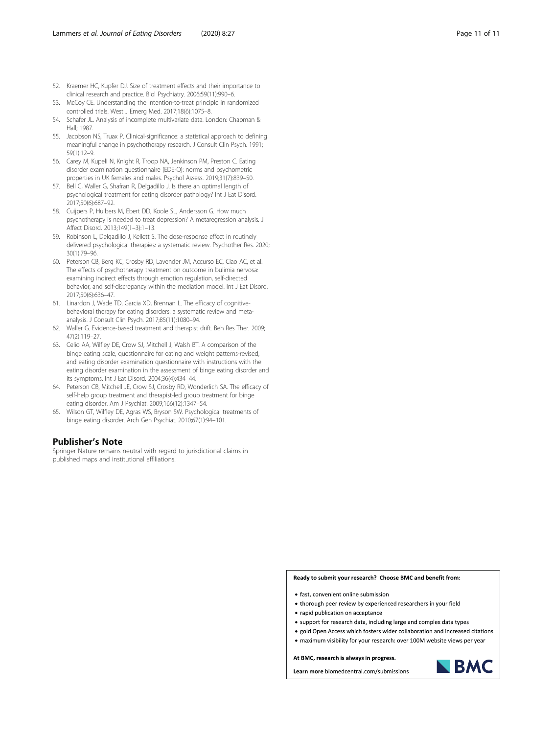52. Kraemer HC, Kupfer DJ. Size of treatment effects and their importance to clinical research and practice. Biol Psychiatry. 2006;59(11):990–6.
53. McCoy CE. Understanding the intention-to-treat principle in randomized controlled trials. West J Emerg Med. 2017;18(6):1075–8.
54. Schafer JL. Analysis of incomplete multivariate data. London: Chapman & Hall; 1987.
55. Jacobson NS, Truax P. Clinical-significance: a statistical approach to defining meaningful change in psychotherapy research. J Consult Clin Psych. 1991; 59(1):12–9.
56. Carey M, Kupeli N, Knight R, Troop NA, Jenkinson PM, Preston C. Eating disorder examination questionnaire (EDE-Q): norms and psychometric properties in UK females and males. Psychol Assess. 2019;31(7):839–50.
57. Bell C, Waller G, Shafran R, Delgadillo J. Is there an optimal length of psychological treatment for eating disorder pathology? Int J Eat Disord. 2017;50(6):687–92.
58. Cuijpers P, Huibers M, Ebert DD, Koole SL, Andersson G. How much psychotherapy is needed to treat depression? A metaregression analysis. J Affect Disord. 2013;149(1–3):1–13.
59. Robinson L, Delgadillo J, Kellett S. The dose-response effect in routinely delivered psychological therapies: a systematic review. Psychother Res. 2020; 30(1):79–96.
60. Peterson CB, Berg KC, Crosby RD, Lavender JM, Accurso EC, Ciao AC, et al. The effects of psychotherapy treatment on outcome in bulimia nervosa: examining indirect effects through emotion regulation, self-directed behavior, and self-discrepancy within the mediation model. Int J Eat Disord. 2017;50(6):636–47.
61. Linardon J, Wade TD, Garcia XD, Brennan L. The efficacy of cognitive-behavioral therapy for eating disorders: a systematic review and meta-analysis. J Consult Clin Psych. 2017;85(11):1080–94.
62. Waller G. Evidence-based treatment and therapist drift. Beh Res Ther. 2009; 47(2):119–27.
63. Celio AA, Wilfley DE, Crow SJ, Mitchell J, Walsh BT. A comparison of the binge eating scale, questionnaire for eating and weight patterns-revised, and eating disorder examination questionnaire with instructions with the eating disorder examination in the assessment of binge eating disorder and its symptoms. Int J Eat Disord. 2004;36(4):434–44.
64. Peterson CB, Mitchell JE, Crow SJ, Crosby RD, Wonderlich SA. The efficacy of self-help group treatment and therapist-led group treatment for binge eating disorder. Am J Psychiat. 2009;166(12):1347–54.
65. Wilson GT, Wilfley DE, Agras WS, Bryson SW. Psychological treatments of binge eating disorder. Arch Gen Psychiat. 2010;67(1):94–101.

## Publisher's Note

Springer Nature remains neutral with regard to jurisdictional claims in published maps and institutional affiliations.

**Ready to submit your research? Choose BMC and benefit from:**

- fast, convenient online submission
- thorough peer review by experienced researchers in your field
- rapid publication on acceptance
- support for research data, including large and complex data types
- gold Open Access which fosters wider collaboration and increased citations
- maximum visibility for your research: over 100M website views per year

**At BMC, research is always in progress.**

**Learn more** biomedcentral.com/submissions

BMC